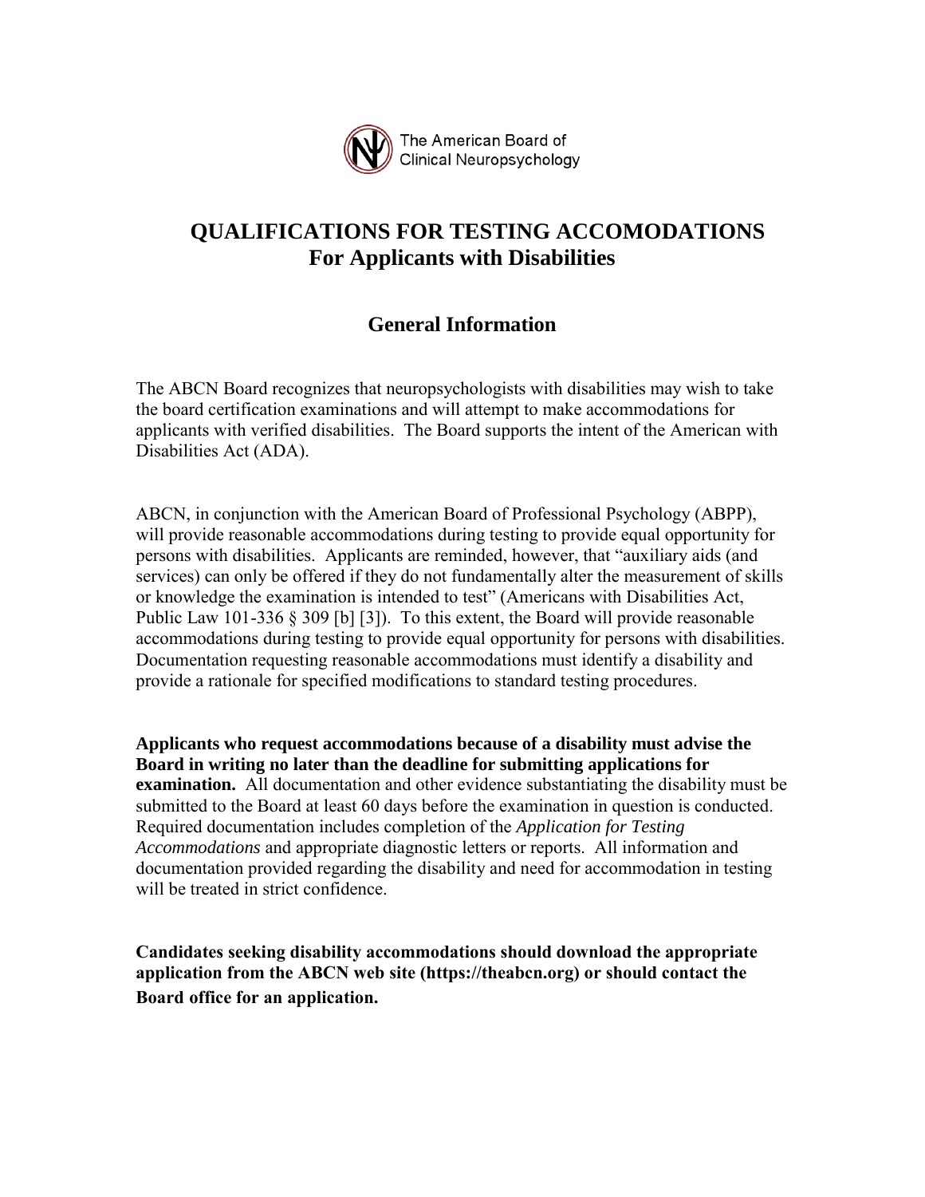The American Board of Clinical Neuropsychology

# QUALIFICATIONS FOR TESTING ACCOMODATIONS
## For Applicants with Disabilities

### General Information

The ABCN Board recognizes that neuropsychologists with disabilities may wish to take the board certification examinations and will attempt to make accommodations for applicants with verified disabilities. The Board supports the intent of the American with Disabilities Act (ADA).

ABCN, in conjunction with the American Board of Professional Psychology (ABPP), will provide reasonable accommodations during testing to provide equal opportunity for persons with disabilities. Applicants are reminded, however, that "auxiliary aids (and services) can only be offered if they do not fundamentally alter the measurement of skills or knowledge the examination is intended to test" (Americans with Disabilities Act, Public Law 101-336 § 309 [b] [3]). To this extent, the Board will provide reasonable accommodations during testing to provide equal opportunity for persons with disabilities. Documentation requesting reasonable accommodations must identify a disability and provide a rationale for specified modifications to standard testing procedures.

**Applicants who request accommodations because of a disability must advise the Board in writing no later than the deadline for submitting applications for examination.** All documentation and other evidence substantiating the disability must be submitted to the Board at least 60 days before the examination in question is conducted. Required documentation includes completion of the *Application for Testing Accommodations* and appropriate diagnostic letters or reports. All information and documentation provided regarding the disability and need for accommodation in testing will be treated in strict confidence.

**Candidates seeking disability accommodations should download the appropriate application from the ABCN web site (https://theabcn.org) or should contact the Board office for an application.**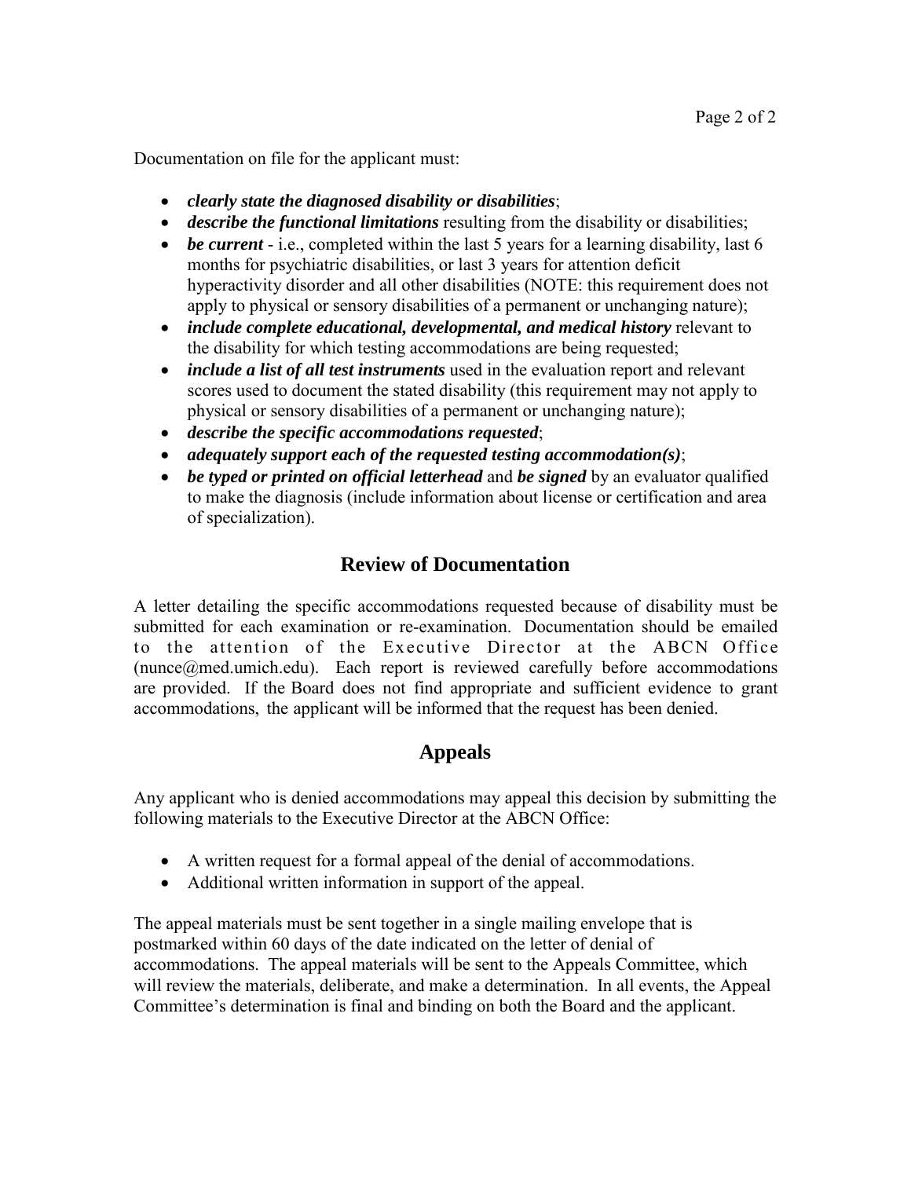Documentation on file for the applicant must:

- ***clearly state the diagnosed disability or disabilities***;
- ***describe the functional limitations*** resulting from the disability or disabilities;
- ***be current*** - i.e., completed within the last 5 years for a learning disability, last 6 months for psychiatric disabilities, or last 3 years for attention deficit hyperactivity disorder and all other disabilities (NOTE: this requirement does not apply to physical or sensory disabilities of a permanent or unchanging nature);
- ***include complete educational, developmental, and medical history*** relevant to the disability for which testing accommodations are being requested;
- ***include a list of all test instruments*** used in the evaluation report and relevant scores used to document the stated disability (this requirement may not apply to physical or sensory disabilities of a permanent or unchanging nature);
- ***describe the specific accommodations requested***;
- ***adequately support each of the requested testing accommodation(s)***;
- ***be typed or printed on official letterhead*** and ***be signed*** by an evaluator qualified to make the diagnosis (include information about license or certification and area of specialization).

## Review of Documentation

A letter detailing the specific accommodations requested because of disability must be submitted for each examination or re-examination. Documentation should be emailed to the attention of the Executive Director at the ABCN Office (nunce@med.umich.edu). Each report is reviewed carefully before accommodations are provided. If the Board does not find appropriate and sufficient evidence to grant accommodations, the applicant will be informed that the request has been denied.

## Appeals

Any applicant who is denied accommodations may appeal this decision by submitting the following materials to the Executive Director at the ABCN Office:

- A written request for a formal appeal of the denial of accommodations.
- Additional written information in support of the appeal.

The appeal materials must be sent together in a single mailing envelope that is postmarked within 60 days of the date indicated on the letter of denial of accommodations. The appeal materials will be sent to the Appeals Committee, which will review the materials, deliberate, and make a determination. In all events, the Appeal Committee's determination is final and binding on both the Board and the applicant.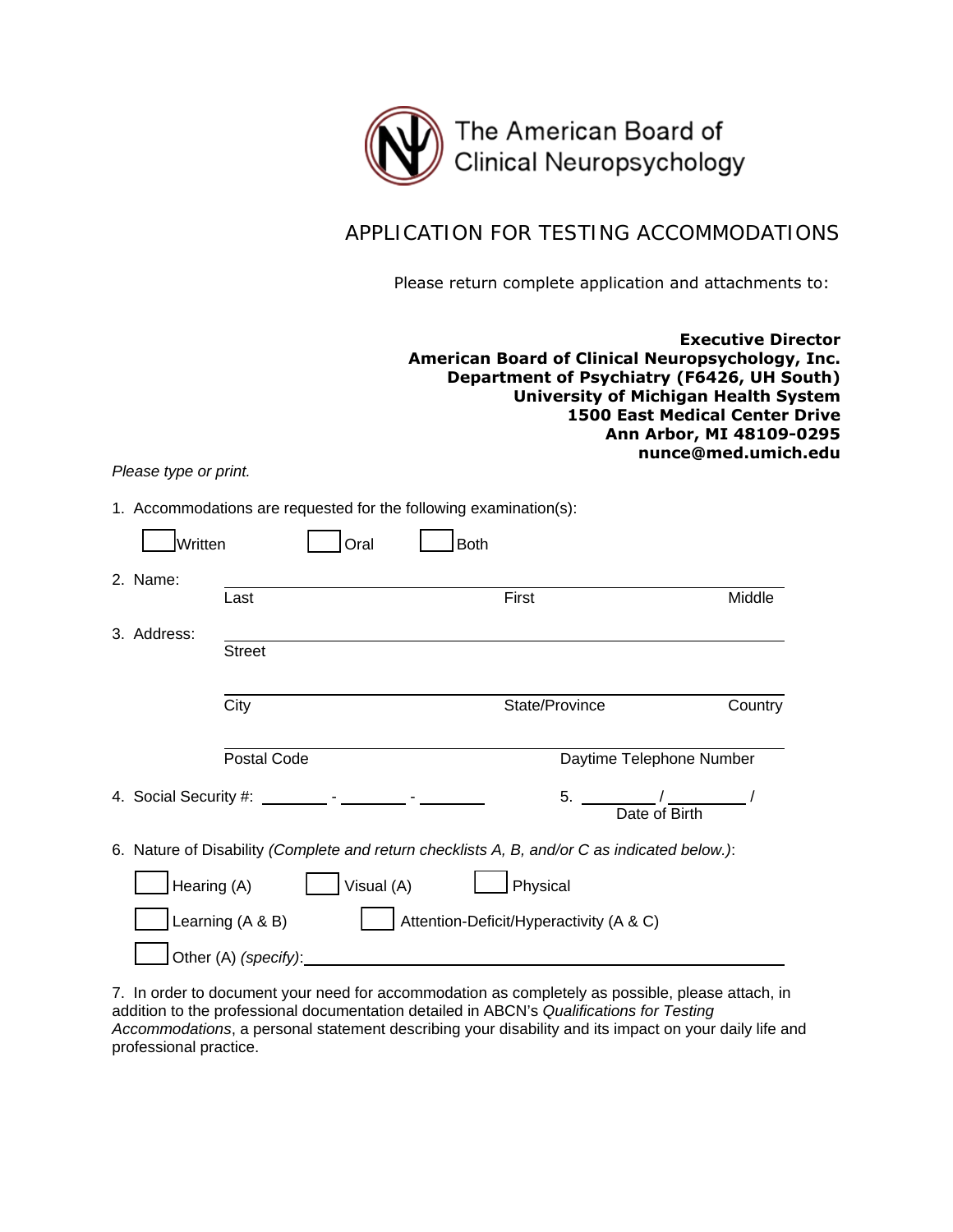The American Board of Clinical Neuropsychology

# APPLICATION FOR TESTING ACCOMMODATIONS

Please return complete application and attachments to:

**Executive Director**
**American Board of Clinical Neuropsychology, Inc.**
**Department of Psychiatry (F6426, UH South)**
**University of Michigan Health System**
**1500 East Medical Center Drive**
**Ann Arbor, MI 48109-0295**
**nunce@med.umich.edu**

*Please type or print.*

1. Accommodations are requested for the following examination(s):

   ☐ Written ☐ Oral ☐ Both

2. Name: ______________________________________________

   Last First Middle

3. Address: ______________________________________________

   Street

   ______________________________________________

   City State/Province Country

   ______________________________________________

   Postal Code Daytime Telephone Number

4. Social Security #: _______ - _______ - _______

5. _______ / _______ /

   Date of Birth

6. Nature of Disability *(Complete and return checklists A, B, and/or C as indicated below.)*:

   ☐ Hearing (A) ☐ Visual (A) ☐ Physical

   ☐ Learning (A & B) ☐ Attention-Deficit/Hyperactivity (A & C)

   ☐ Other (A) *(specify)*: ______________________________________________

7. In order to document your need for accommodation as completely as possible, please attach, in addition to the professional documentation detailed in ABCN's *Qualifications for Testing Accommodations*, a personal statement describing your disability and its impact on your daily life and professional practice.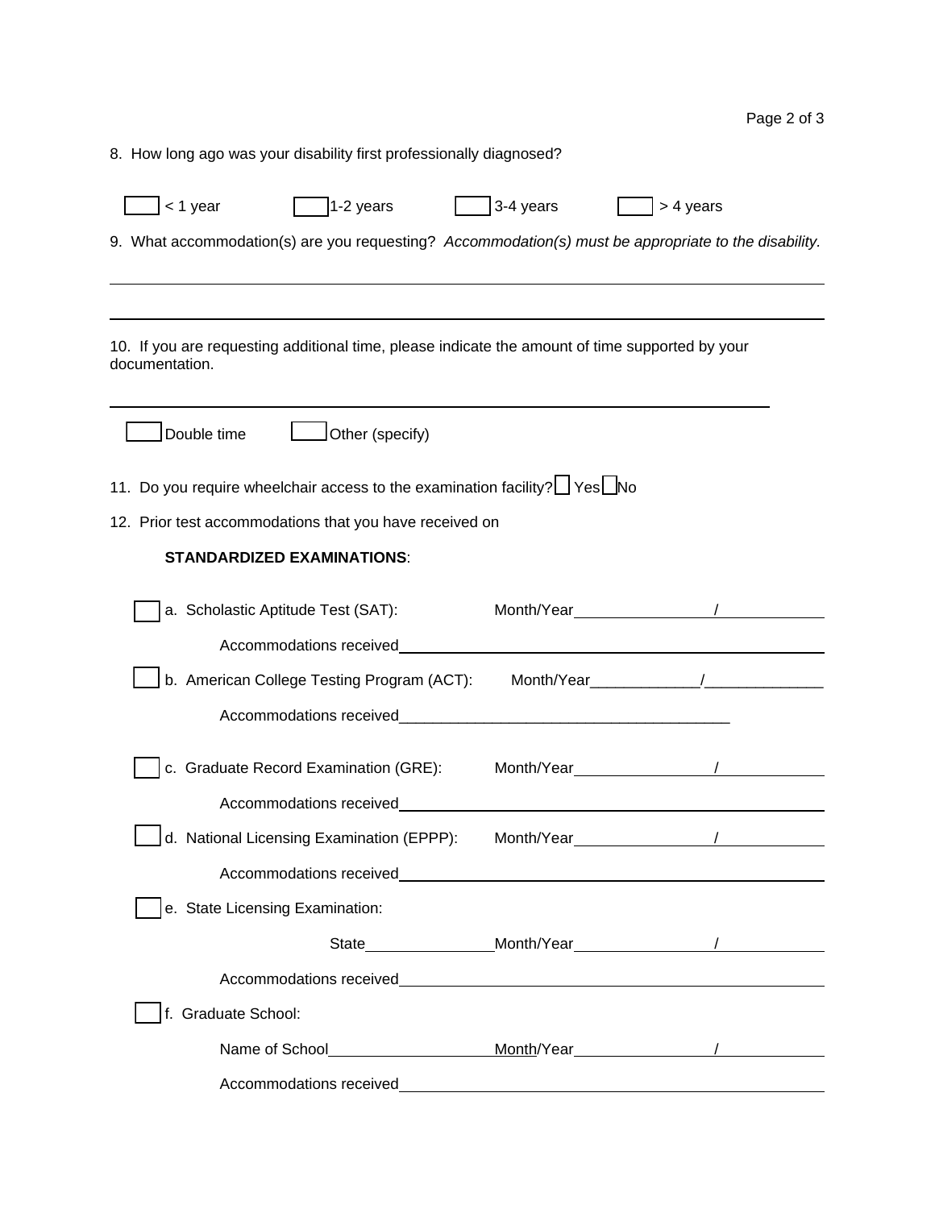8. How long ago was your disability first professionally diagnosed?

☐ < 1 year ☐ 1-2 years ☐ 3-4 years ☐ > 4 years

9. What accommodation(s) are you requesting? *Accommodation(s) must be appropriate to the disability.*

______________________________________________________________________________

______________________________________________________________________________

10. If you are requesting additional time, please indicate the amount of time supported by your documentation.

______________________________________________________________________________

☐ Double time ☐ Other (specify)

11. Do you require wheelchair access to the examination facility? ☐ Yes ☐ No

12. Prior test accommodations that you have received on

**STANDARDIZED EXAMINATIONS**:

☐ a. Scholastic Aptitude Test (SAT): Month/Year________________/____________

Accommodations received______________________________________________

☐ b. American College Testing Program (ACT): Month/Year_____________/______________

Accommodations received________________________________________

☐ c. Graduate Record Examination (GRE): Month/Year________________/____________

Accommodations received______________________________________________

☐ d. National Licensing Examination (EPPP): Month/Year________________/____________

Accommodations received______________________________________________

☐ e. State Licensing Examination:

State_______________Month/Year________________/____________

Accommodations received______________________________________________

☐ f. Graduate School:

Name of School____________________Month/Year________________/____________

Accommodations received______________________________________________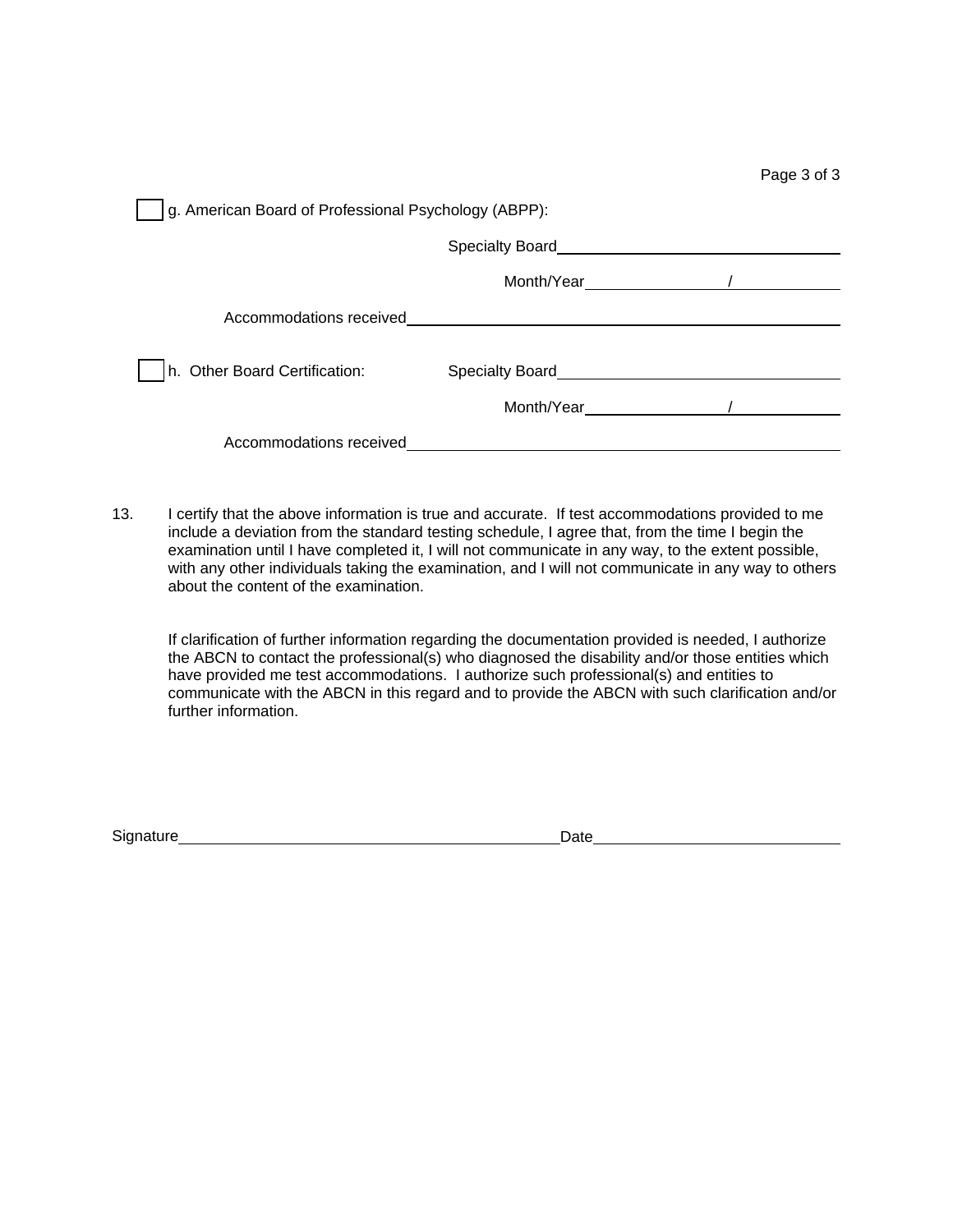- [ ] g. American Board of Professional Psychology (ABPP):

Specialty Board\_\_\_\_\_\_\_\_\_\_\_\_\_\_\_\_\_\_\_\_\_\_\_\_\_\_\_\_\_\_

Month/Year\_\_\_\_\_\_\_\_\_\_\_\_\_\_/\_\_\_\_\_\_\_\_\_\_\_\_

Accommodations received\_\_\_\_\_\_\_\_\_\_\_\_\_\_\_\_\_\_\_\_\_\_\_\_\_\_\_\_\_\_\_\_\_\_\_\_\_\_\_\_\_\_\_\_

- [ ] h. Other Board Certification:

Specialty Board\_\_\_\_\_\_\_\_\_\_\_\_\_\_\_\_\_\_\_\_\_\_\_\_\_\_\_\_\_\_

Month/Year\_\_\_\_\_\_\_\_\_\_\_\_\_\_/\_\_\_\_\_\_\_\_\_\_\_\_

Accommodations received\_\_\_\_\_\_\_\_\_\_\_\_\_\_\_\_\_\_\_\_\_\_\_\_\_\_\_\_\_\_\_\_\_\_\_\_\_\_\_\_\_\_\_\_

13. I certify that the above information is true and accurate. If test accommodations provided to me include a deviation from the standard testing schedule, I agree that, from the time I begin the examination until I have completed it, I will not communicate in any way, to the extent possible, with any other individuals taking the examination, and I will not communicate in any way to others about the content of the examination.

    If clarification of further information regarding the documentation provided is needed, I authorize the ABCN to contact the professional(s) who diagnosed the disability and/or those entities which have provided me test accommodations. I authorize such professional(s) and entities to communicate with the ABCN in this regard and to provide the ABCN with such clarification and/or further information.

Signature\_\_\_\_\_\_\_\_\_\_\_\_\_\_\_\_\_\_\_\_\_\_\_\_\_\_\_\_\_\_\_\_\_\_\_\_\_\_\_\_ Date\_\_\_\_\_\_\_\_\_\_\_\_\_\_\_\_\_\_\_\_\_\_\_\_\_\_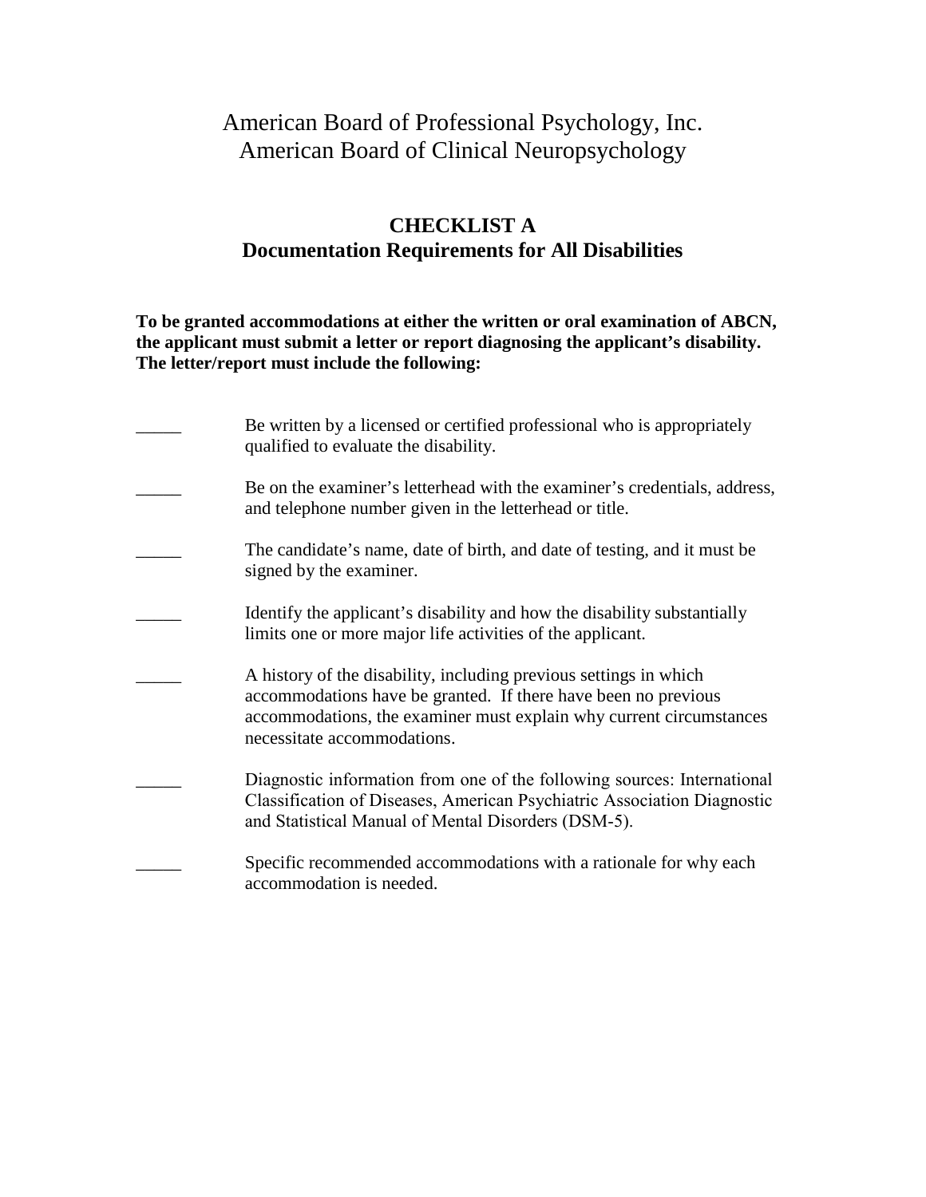American Board of Professional Psychology, Inc.
American Board of Clinical Neuropsychology

## CHECKLIST A
## Documentation Requirements for All Disabilities

**To be granted accommodations at either the written or oral examination of ABCN, the applicant must submit a letter or report diagnosing the applicant's disability. The letter/report must include the following:**

_____ Be written by a licensed or certified professional who is appropriately qualified to evaluate the disability.

_____ Be on the examiner's letterhead with the examiner's credentials, address, and telephone number given in the letterhead or title.

_____ The candidate's name, date of birth, and date of testing, and it must be signed by the examiner.

_____ Identify the applicant's disability and how the disability substantially limits one or more major life activities of the applicant.

_____ A history of the disability, including previous settings in which accommodations have be granted. If there have been no previous accommodations, the examiner must explain why current circumstances necessitate accommodations.

_____ Diagnostic information from one of the following sources: International Classification of Diseases, American Psychiatric Association Diagnostic and Statistical Manual of Mental Disorders (DSM-5).

_____ Specific recommended accommodations with a rationale for why each accommodation is needed.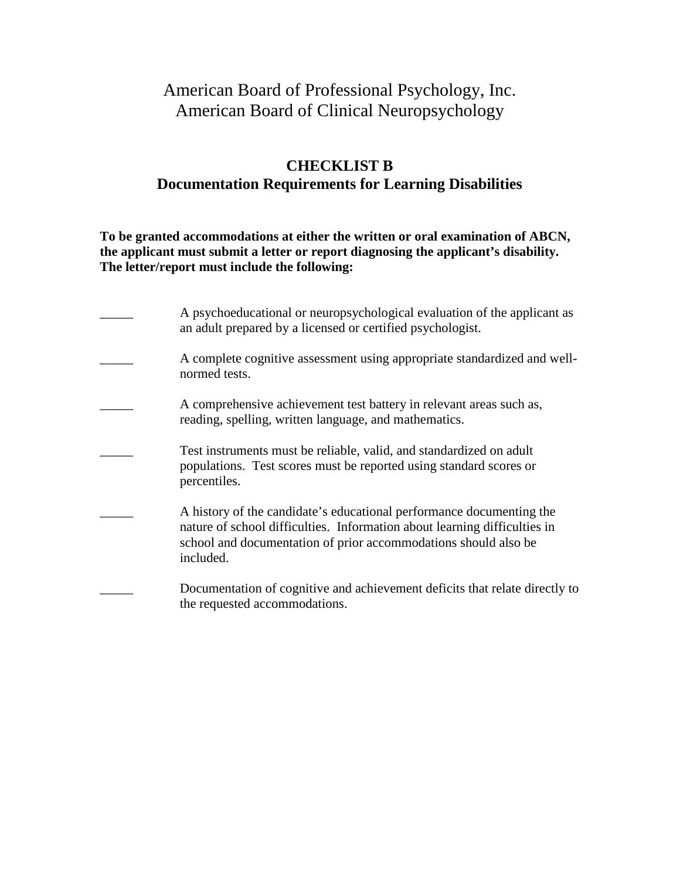American Board of Professional Psychology, Inc.
American Board of Clinical Neuropsychology

## CHECKLIST B
## Documentation Requirements for Learning Disabilities

**To be granted accommodations at either the written or oral examination of ABCN, the applicant must submit a letter or report diagnosing the applicant's disability. The letter/report must include the following:**

_____ A psychoeducational or neuropsychological evaluation of the applicant as an adult prepared by a licensed or certified psychologist.

_____ A complete cognitive assessment using appropriate standardized and well-normed tests.

_____ A comprehensive achievement test battery in relevant areas such as, reading, spelling, written language, and mathematics.

_____ Test instruments must be reliable, valid, and standardized on adult populations. Test scores must be reported using standard scores or percentiles.

_____ A history of the candidate's educational performance documenting the nature of school difficulties. Information about learning difficulties in school and documentation of prior accommodations should also be included.

_____ Documentation of cognitive and achievement deficits that relate directly to the requested accommodations.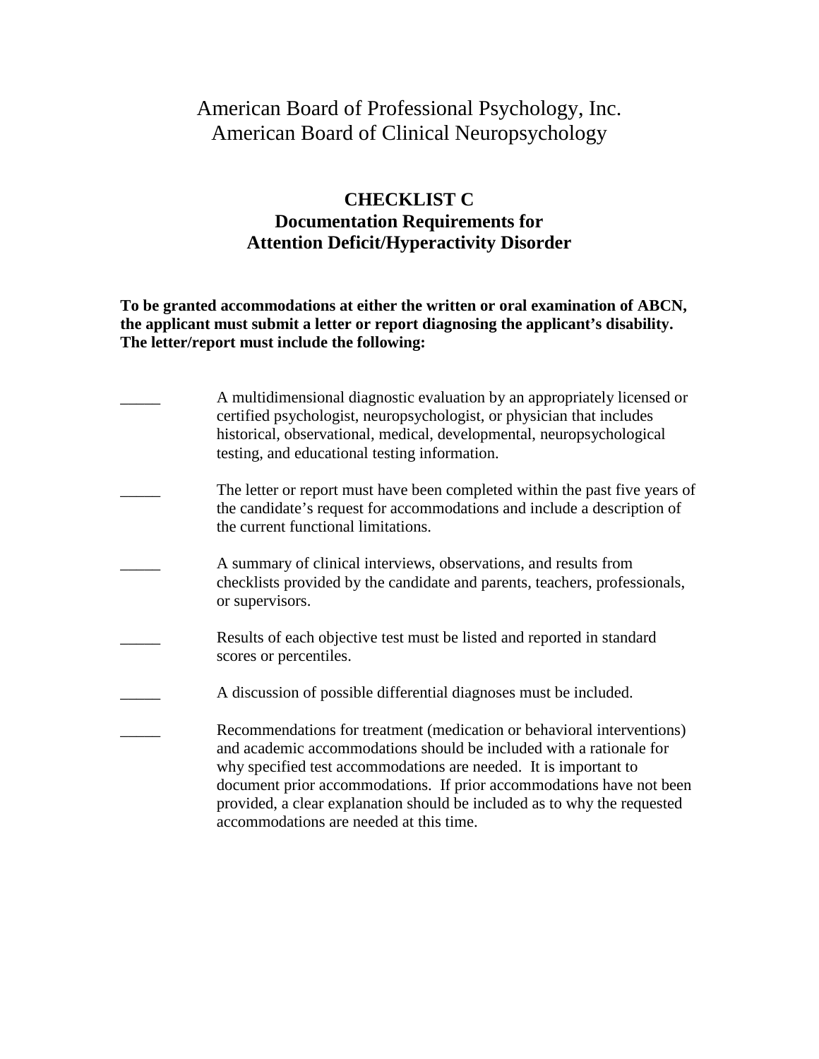American Board of Professional Psychology, Inc.
American Board of Clinical Neuropsychology

## CHECKLIST C
## Documentation Requirements for Attention Deficit/Hyperactivity Disorder

**To be granted accommodations at either the written or oral examination of ABCN, the applicant must submit a letter or report diagnosing the applicant's disability. The letter/report must include the following:**

_____ A multidimensional diagnostic evaluation by an appropriately licensed or certified psychologist, neuropsychologist, or physician that includes historical, observational, medical, developmental, neuropsychological testing, and educational testing information.

_____ The letter or report must have been completed within the past five years of the candidate's request for accommodations and include a description of the current functional limitations.

_____ A summary of clinical interviews, observations, and results from checklists provided by the candidate and parents, teachers, professionals, or supervisors.

_____ Results of each objective test must be listed and reported in standard scores or percentiles.

_____ A discussion of possible differential diagnoses must be included.

_____ Recommendations for treatment (medication or behavioral interventions) and academic accommodations should be included with a rationale for why specified test accommodations are needed. It is important to document prior accommodations. If prior accommodations have not been provided, a clear explanation should be included as to why the requested accommodations are needed at this time.